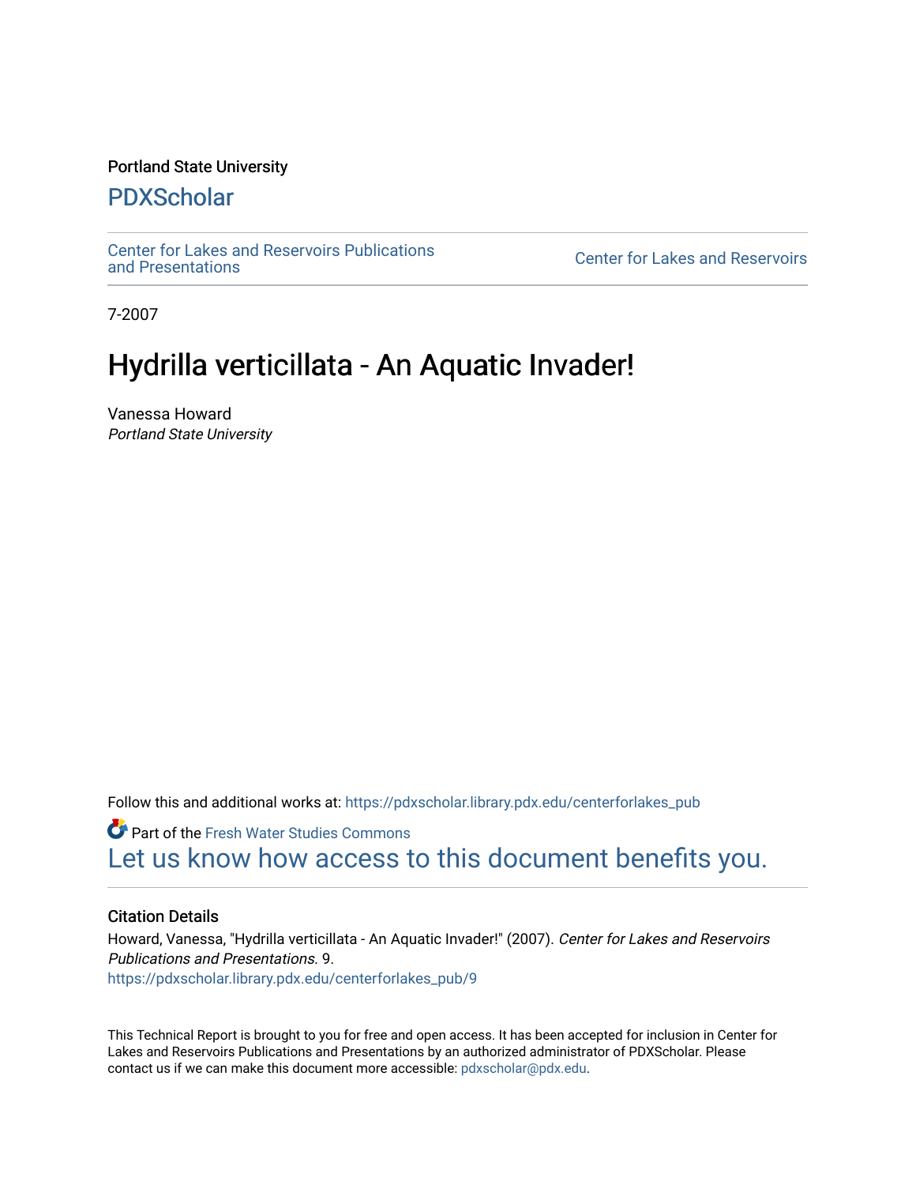Portland State University

# PDXScholar

Center for Lakes and Reservoirs Publications and Presentations

Center for Lakes and Reservoirs

7-2007

# Hydrilla verticillata - An Aquatic Invader!

Vanessa Howard
*Portland State University*

Follow this and additional works at: https://pdxscholar.library.pdx.edu/centerforlakes_pub

Part of the Fresh Water Studies Commons

Let us know how access to this document benefits you.

## Citation Details

Howard, Vanessa, "Hydrilla verticillata - An Aquatic Invader!" (2007). *Center for Lakes and Reservoirs Publications and Presentations*. 9.
https://pdxscholar.library.pdx.edu/centerforlakes_pub/9

This Technical Report is brought to you for free and open access. It has been accepted for inclusion in Center for Lakes and Reservoirs Publications and Presentations by an authorized administrator of PDXScholar. Please contact us if we can make this document more accessible: pdxscholar@pdx.edu.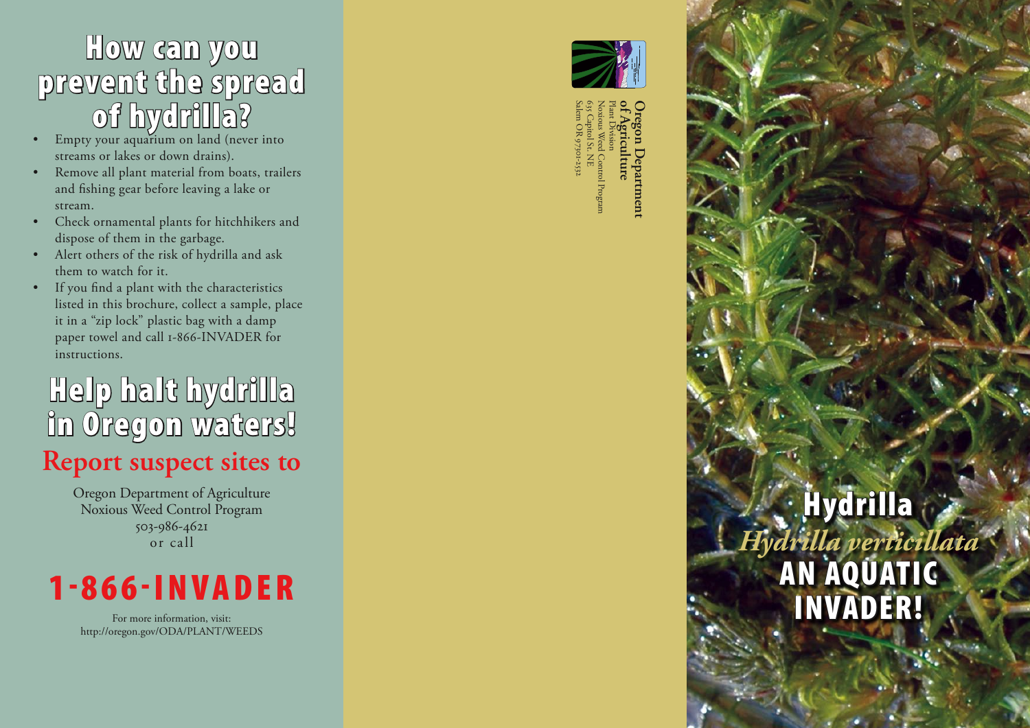# How can you prevent the spread of hydrilla?

- Empty your aquarium on land (never into streams or lakes or down drains).
- Remove all plant material from boats, trailers and fishing gear before leaving a lake or stream.
- Check ornamental plants for hitchhikers and dispose of them in the garbage.
- Alert others of the risk of hydrilla and ask them to watch for it.
- If you find a plant with the characteristics listed in this brochure, collect a sample, place it in a "zip lock" plastic bag with a damp paper towel and call 1-866-INVADER for instructions.

# Help halt hydrilla in Oregon waters!

## Report suspect sites to

Oregon Department of Agriculture
Noxious Weed Control Program
503-986-4621
or call

# 1-866-INVADER

For more information, visit:
http://oregon.gov/ODA/PLANT/WEEDS

**Oregon Department of Agriculture**
Plant Division
Noxious Weed Control Program
635 Capitol St. NE
Salem OR 97301-2532

# Hydrilla

*Hydrilla verticillata*

# AN AQUATIC INVADER!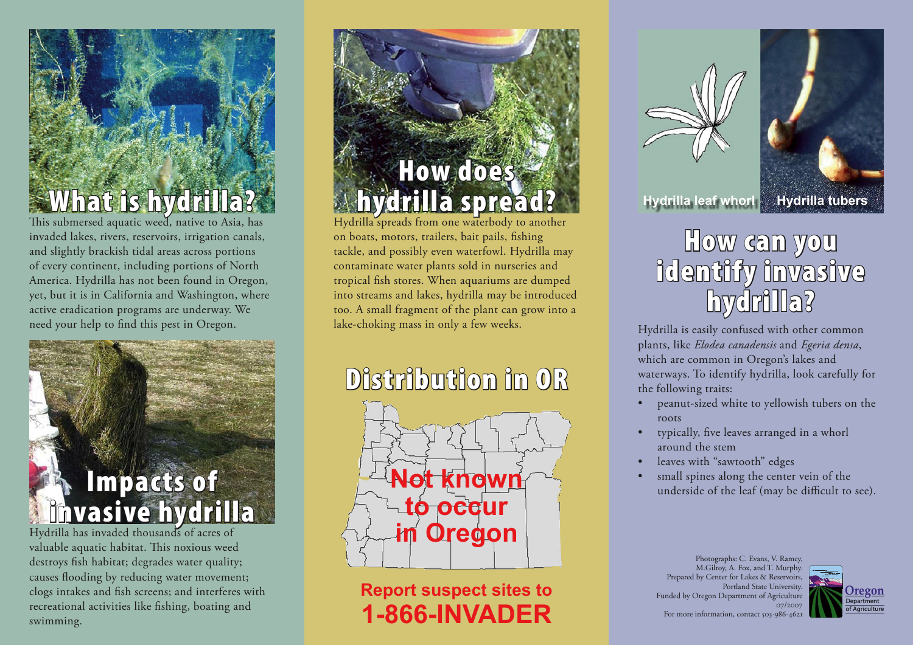# What is hydrilla?

This submersed aquatic weed, native to Asia, has invaded lakes, rivers, reservoirs, irrigation canals, and slightly brackish tidal areas across portions of every continent, including portions of North America. Hydrilla has not been found in Oregon, yet, but it is in California and Washington, where active eradication programs are underway. We need your help to find this pest in Oregon.

# Impacts of invasive hydrilla

Hydrilla has invaded thousands of acres of valuable aquatic habitat. This noxious weed destroys fish habitat; degrades water quality; causes flooding by reducing water movement; clogs intakes and fish screens; and interferes with recreational activities like fishing, boating and swimming.

# How does hydrilla spread?

Hydrilla spreads from one waterbody to another on boats, motors, trailers, bait pails, fishing tackle, and possibly even waterfowl. Hydrilla may contaminate water plants sold in nurseries and tropical fish stores. When aquariums are dumped into streams and lakes, hydrilla may be introduced too. A small fragment of the plant can grow into a lake-choking mass in only a few weeks.

# Distribution in OR

Not known to occur in Oregon

**Report suspect sites to**
**1-866-INVADER**

Hydrilla leaf whorl

Hydrilla tubers

# How can you identify invasive hydrilla?

Hydrilla is easily confused with other common plants, like *Elodea canadensis* and *Egeria densa*, which are common in Oregon's lakes and waterways. To identify hydrilla, look carefully for the following traits:

- peanut-sized white to yellowish tubers on the roots
- typically, five leaves arranged in a whorl around the stem
- leaves with "sawtooth" edges
- small spines along the center vein of the underside of the leaf (may be difficult to see).

Photographs: C. Evans, V. Ramey, M.Gilroy, A. Fox, and T. Murphy.
Prepared by Center for Lakes & Reservoirs, Portland State University.
Funded by Oregon Department of Agriculture
07/2007
For more information, contact 503-986-4621

Oregon Department of Agriculture